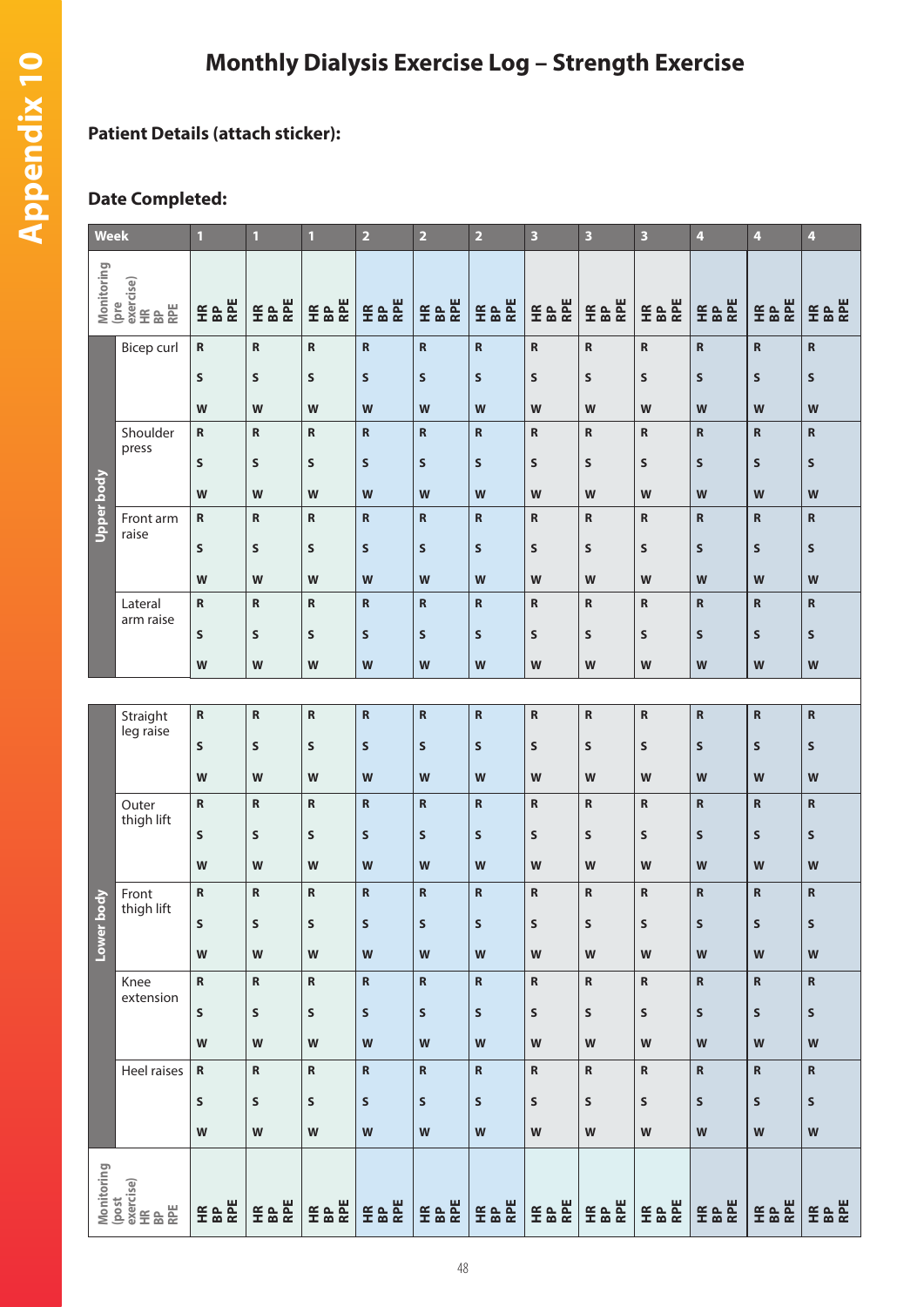# Monthly Dialysis Exercise Log – Strength Exercise

**Patient Details (attach sticker):**

**Date Completed:**

| Week | | 1 | 1 | 1 | 2 | 2 | 2 | 3 | 3 | 3 | 4 | 4 | 4 |
|---|---|---|---|---|---|---|---|---|---|---|---|---|---|
| Monitoring (pre exercise) HR BP RPE | | HR BP RPE | HR BP RPE | HR BP RPE | HR BP RPE | HR BP RPE | HR BP RPE | HR BP RPE | HR BP RPE | HR BP RPE | HR BP RPE | HR BP RPE | HR BP RPE |
| Upper body | Bicep curl | R S W | R S W | R S W | R S W | R S W | R S W | R S W | R S W | R S W | R S W | R S W | R S W |
| | Shoulder press | R S W | R S W | R S W | R S W | R S W | R S W | R S W | R S W | R S W | R S W | R S W | R S W |
| | Front arm raise | R S W | R S W | R S W | R S W | R S W | R S W | R S W | R S W | R S W | R S W | R S W | R S W |
| | Lateral arm raise | R S W | R S W | R S W | R S W | R S W | R S W | R S W | R S W | R S W | R S W | R S W | R S W |
| Lower body | Straight leg raise | R S W | R S W | R S W | R S W | R S W | R S W | R S W | R S W | R S W | R S W | R S W | R S W |
| | Outer thigh lift | R S W | R S W | R S W | R S W | R S W | R S W | R S W | R S W | R S W | R S W | R S W | R S W |
| | Front thigh lift | R S W | R S W | R S W | R S W | R S W | R S W | R S W | R S W | R S W | R S W | R S W | R S W |
| | Knee extension | R S W | R S W | R S W | R S W | R S W | R S W | R S W | R S W | R S W | R S W | R S W | R S W |
| | Heel raises | R S W | R S W | R S W | R S W | R S W | R S W | R S W | R S W | R S W | R S W | R S W | R S W |
| Monitoring (post exercise) HR BP RPE | | HR BP RPE | HR BP RPE | HR BP RPE | HR BP RPE | HR BP RPE | HR BP RPE | HR BP RPE | HR BP RPE | HR BP RPE | HR BP RPE | HR BP RPE | HR BP RPE |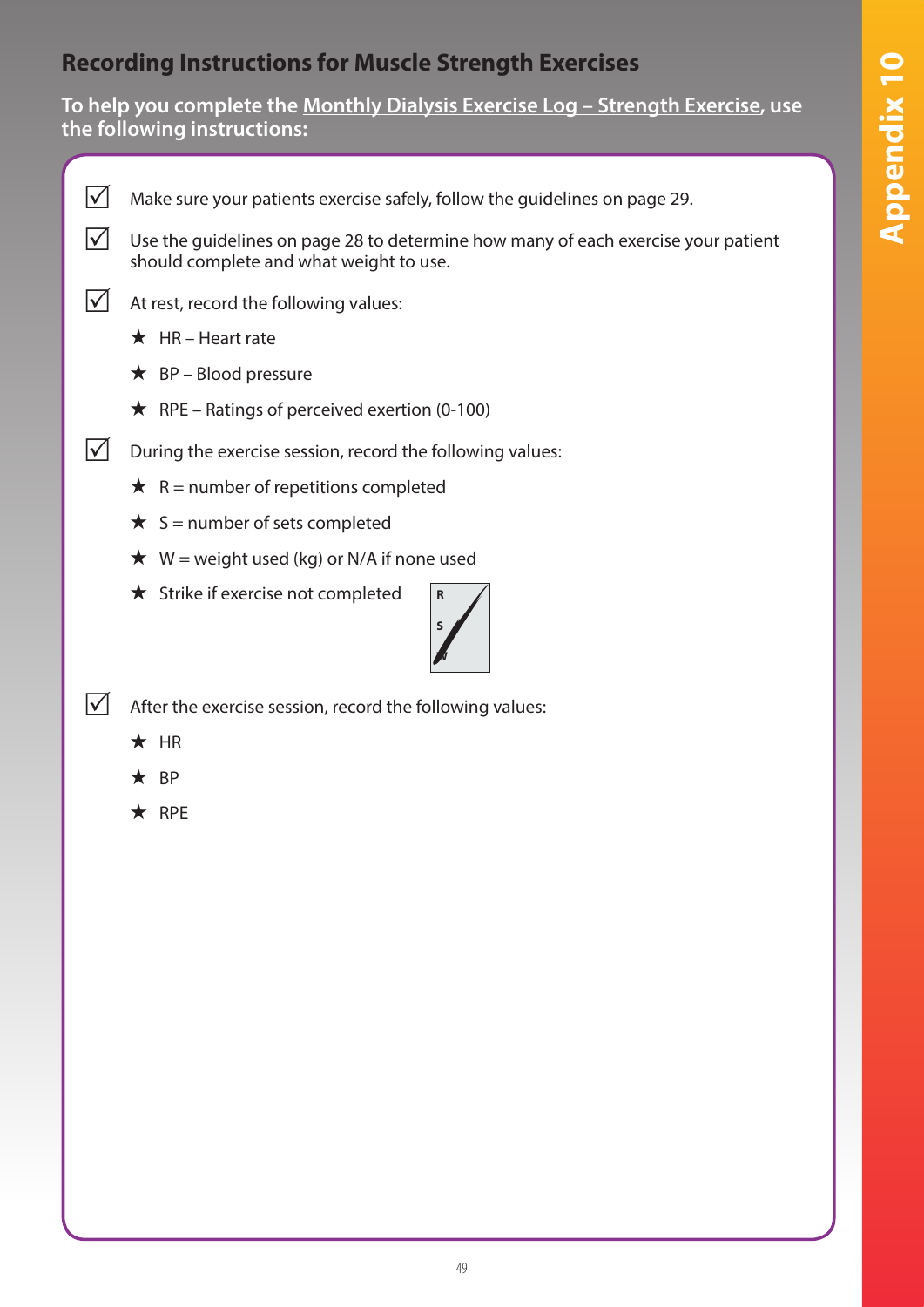## Recording Instructions for Muscle Strength Exercises

**To help you complete the Monthly Dialysis Exercise Log – Strength Exercise, use the following instructions:**

- ☑ Make sure your patients exercise safely, follow the guidelines on page 29.
- ☑ Use the guidelines on page 28 to determine how many of each exercise your patient should complete and what weight to use.
- ☑ At rest, record the following values:
  - ★ HR – Heart rate
  - ★ BP – Blood pressure
  - ★ RPE – Ratings of perceived exertion (0-100)
- ☑ During the exercise session, record the following values:
  - ★ R = number of repetitions completed
  - ★ S = number of sets completed
  - ★ W = weight used (kg) or N/A if none used
  - ★ Strike if exercise not completed

    R
    S
    W

- ☑ After the exercise session, record the following values:
  - ★ HR
  - ★ BP
  - ★ RPE